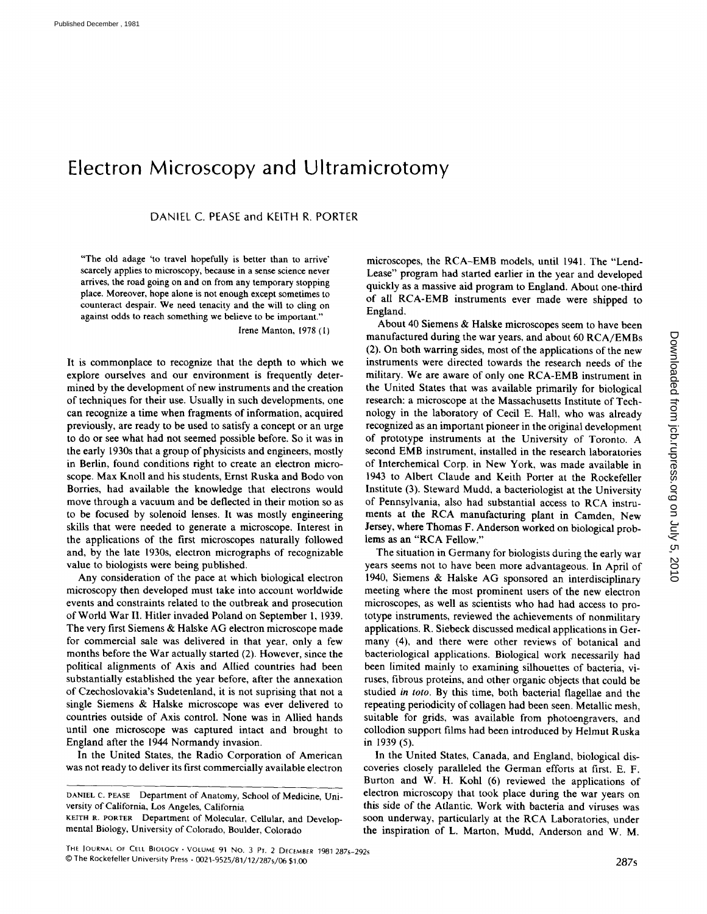# Electron Microscopy and Ultramicrotomy

DANIEL C. PEASE and KEITH R. PORTER

> "The old adage 'to travel hopefully is better than to arrive' scarcely applies to microscopy, because in a sense science never arrives, the road going on and on from any temporary stopping place. Moreover, hope alone is not enough except sometimes to counteract despair. We need tenacity and the will to cling on against odds to reach something we believe to be important."
>
> Irene Manton, 1978 (1)

It is commonplace to recognize that the depth to which we explore ourselves and our environment is frequently determined by the development of new instruments and the creation of techniques for their use. Usually in such developments, one can recognize a time when fragments of information, acquired previously, are ready to be used to satisfy a concept or an urge to do or see what had not seemed possible before. So it was in the early 1930s that a group of physicists and engineers, mostly in Berlin, found conditions right to create an electron microscope. Max Knoll and his students, Ernst Ruska and Bodo von Borries, had available the knowledge that electrons would move through a vacuum and be deflected in their motion so as to be focused by solenoid lenses. It was mostly engineering skills that were needed to generate a microscope. Interest in the applications of the first microscopes naturally followed and, by the late 1930s, electron micrographs of recognizable value to biologists were being published.

Any consideration of the pace at which biological electron microscopy then developed must take into account worldwide events and constraints related to the outbreak and prosecution of World War II. Hitler invaded Poland on September 1, 1939. The very first Siemens & Halske AG electron microscope made for commercial sale was delivered in that year, only a few months before the War actually started (2). However, since the political alignments of Axis and Allied countries had been substantially established the year before, after the annexation of Czechoslovakia's Sudetenland, it is not suprising that not a single Siemens & Halske microscope was ever delivered to countries outside of Axis control. None was in Allied hands until one microscope was captured intact and brought to England after the 1944 Normandy invasion.

In the United States, the Radio Corporation of American was not ready to deliver its first commercially available electron microscopes, the RCA-EMB models, until 1941. The "Lend-Lease" program had started earlier in the year and developed quickly as a massive aid program to England. About one-third of all RCA-EMB instruments ever made were shipped to England.

About 40 Siemens & Halske microscopes seem to have been manufactured during the war years, and about 60 RCA/EMBs (2). On both warring sides, most of the applications of the new instruments were directed towards the research needs of the military. We are aware of only one RCA-EMB instrument in the United States that was available primarily for biological research: a microscope at the Massachusetts Institute of Technology in the laboratory of Cecil E. Hall, who was already recognized as an important pioneer in the original development of prototype instruments at the University of Toronto. A second EMB instrument, installed in the research laboratories of Interchemical Corp. in New York, was made available in 1943 to Albert Claude and Keith Porter at the Rockefeller Institute (3). Steward Mudd, a bacteriologist at the University of Pennsylvania, also had substantial access to RCA instruments at the RCA manufacturing plant in Camden, New Jersey, where Thomas F. Anderson worked on biological problems as an "RCA Fellow."

The situation in Germany for biologists during the early war years seems not to have been more advantageous. In April of 1940, Siemens & Halske AG sponsored an interdisciplinary meeting where the most prominent users of the new electron microscopes, as well as scientists who had had access to prototype instruments, reviewed the achievements of nonmilitary applications. R. Siebeck discussed medical applications in Germany (4), and there were other reviews of botanical and bacteriological applications. Biological work necessarily had been limited mainly to examining silhouettes of bacteria, viruses, fibrous proteins, and other organic objects that could be studied *in toto*. By this time, both bacterial flagellae and the repeating periodicity of collagen had been seen. Metallic mesh, suitable for grids, was available from photoengravers, and collodion support films had been introduced by Helmut Ruska in 1939 (5).

In the United States, Canada, and England, biological discoveries closely paralleled the German efforts at first. E. F. Burton and W. H. Kohl (6) reviewed the applications of electron microscopy that took place during the war years on this side of the Atlantic. Work with bacteria and viruses was soon underway, particularly at the RCA Laboratories, under the inspiration of L. Marton, Mudd, Anderson and W. M.

---

DANIEL C. PEASE Department of Anatomy, School of Medicine, University of California, Los Angeles, California

KEITH R. PORTER Department of Molecular, Cellular, and Developmental Biology, University of Colorado, Boulder, Colorado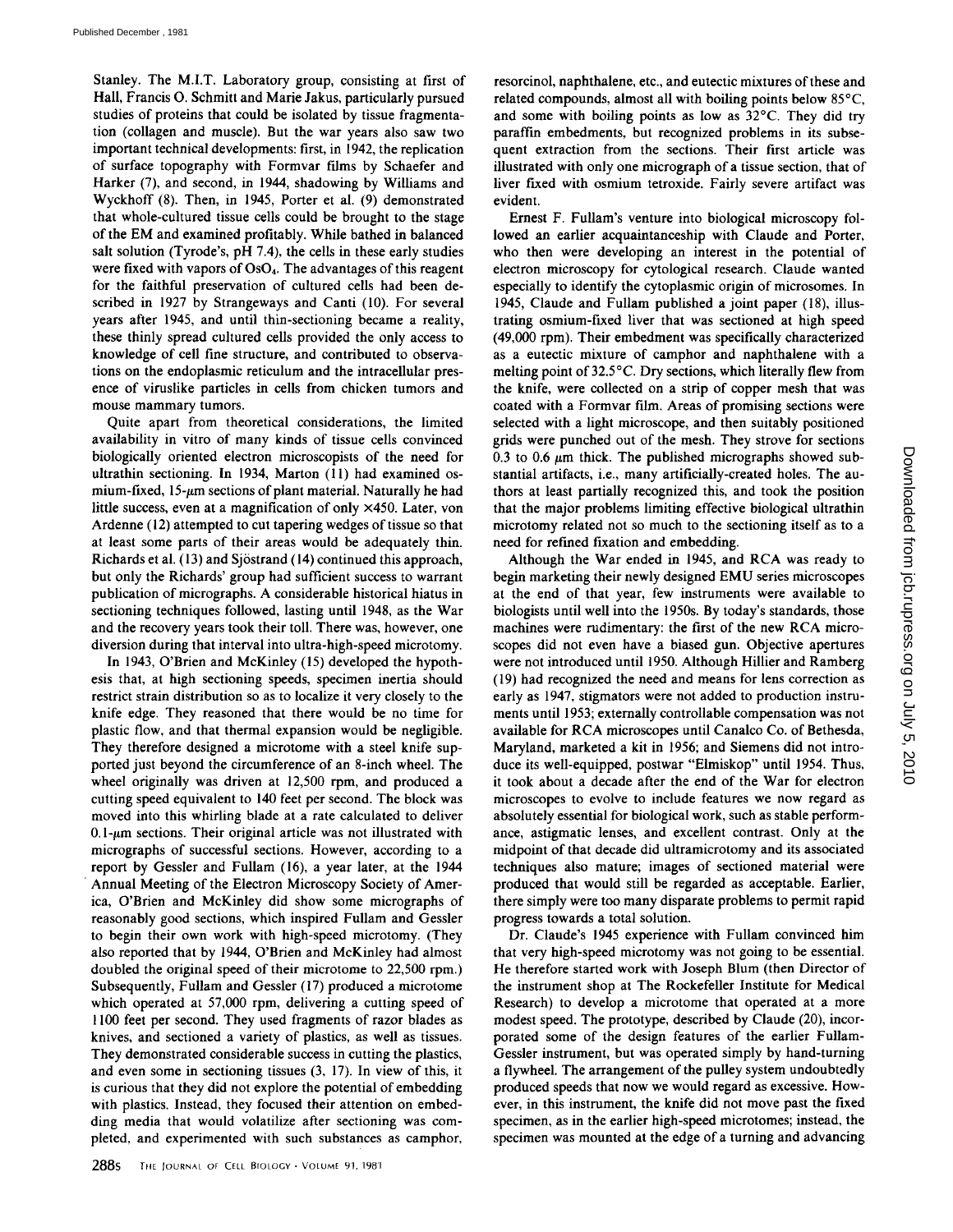Stanley. The M.I.T. Laboratory group, consisting at first of Hall, Francis O. Schmitt and Marie Jakus, particularly pursued studies of proteins that could be isolated by tissue fragmentation (collagen and muscle). But the war years also saw two important technical developments: first, in 1942, the replication of surface topography with Formvar films by Schaefer and Harker (7), and second, in 1944, shadowing by Williams and Wyckhoff (8). Then, in 1945, Porter et al. (9) demonstrated that whole-cultured tissue cells could be brought to the stage of the EM and examined profitably. While bathed in balanced salt solution (Tyrode's, pH 7.4), the cells in these early studies were fixed with vapors of $OsO_4$. The advantages of this reagent for the faithful preservation of cultured cells had been described in 1927 by Strangeways and Canti (10). For several years after 1945, and until thin-sectioning became a reality, these thinly spread cultured cells provided the only access to knowledge of cell fine structure, and contributed to observations on the endoplasmic reticulum and the intracellular presence of viruslike particles in cells from chicken tumors and mouse mammary tumors.

Quite apart from theoretical considerations, the limited availability in vitro of many kinds of tissue cells convinced biologically oriented electron microscopists of the need for ultrathin sectioning. In 1934, Marton (11) had examined osmium-fixed, 15-$\mu$m sections of plant material. Naturally he had little success, even at a magnification of only ×450. Later, von Ardenne (12) attempted to cut tapering wedges of tissue so that at least some parts of their areas would be adequately thin. Richards et al. (13) and Sjöstrand (14) continued this approach, but only the Richards' group had sufficient success to warrant publication of micrographs. A considerable historical hiatus in sectioning techniques followed, lasting until 1948, as the War and the recovery years took their toll. There was, however, one diversion during that interval into ultra-high-speed microtomy.

In 1943, O'Brien and McKinley (15) developed the hypothesis that, at high sectioning speeds, specimen inertia should restrict strain distribution so as to localize it very closely to the knife edge. They reasoned that there would be no time for plastic flow, and that thermal expansion would be negligible. They therefore designed a microtome with a steel knife supported just beyond the circumference of an 8-inch wheel. The wheel originally was driven at 12,500 rpm, and produced a cutting speed equivalent to 140 feet per second. The block was moved into this whirling blade at a rate calculated to deliver 0.1-$\mu$m sections. Their original article was not illustrated with micrographs of successful sections. However, according to a report by Gessler and Fullam (16), a year later, at the 1944 Annual Meeting of the Electron Microscopy Society of America, O'Brien and McKinley did show some micrographs of reasonably good sections, which inspired Fullam and Gessler to begin their own work with high-speed microtomy. (They also reported that by 1944, O'Brien and McKinley had almost doubled the original speed of their microtome to 22,500 rpm.) Subsequently, Fullam and Gessler (17) produced a microtome which operated at 57,000 rpm, delivering a cutting speed of 1100 feet per second. They used fragments of razor blades as knives, and sectioned a variety of plastics, as well as tissues. They demonstrated considerable success in cutting the plastics, and even some in sectioning tissues (3, 17). In view of this, it is curious that they did not explore the potential of embedding with plastics. Instead, they focused their attention on embedding media that would volatilize after sectioning was completed, and experimented with such substances as camphor, resorcinol, naphthalene, etc., and eutectic mixtures of these and related compounds, almost all with boiling points below 85°C, and some with boiling points as low as 32°C. They did try paraffin embedments, but recognized problems in its subsequent extraction from the sections. Their first article was illustrated with only one micrograph of a tissue section, that of liver fixed with osmium tetroxide. Fairly severe artifact was evident.

Ernest F. Fullam's venture into biological microscopy followed an earlier acquaintanceship with Claude and Porter, who then were developing an interest in the potential of electron microscopy for cytological research. Claude wanted especially to identify the cytoplasmic origin of microsomes. In 1945, Claude and Fullam published a joint paper (18), illustrating osmium-fixed liver that was sectioned at high speed (49,000 rpm). Their embedment was specifically characterized as a eutectic mixture of camphor and naphthalene with a melting point of 32.5°C. Dry sections, which literally flew from the knife, were collected on a strip of copper mesh that was coated with a Formvar film. Areas of promising sections were selected with a light microscope, and then suitably positioned grids were punched out of the mesh. They strove for sections 0.3 to 0.6 $\mu$m thick. The published micrographs showed substantial artifacts, i.e., many artificially-created holes. The authors at least partially recognized this, and took the position that the major problems limiting effective biological ultrathin microtomy related not so much to the sectioning itself as to a need for refined fixation and embedding.

Although the War ended in 1945, and RCA was ready to begin marketing their newly designed EMU series microscopes at the end of that year, few instruments were available to biologists until well into the 1950s. By today's standards, those machines were rudimentary: the first of the new RCA microscopes did not even have a biased gun. Objective apertures were not introduced until 1950. Although Hillier and Ramberg (19) had recognized the need and means for lens correction as early as 1947, stigmators were not added to production instruments until 1953; externally controllable compensation was not available for RCA microscopes until Canalco Co. of Bethesda, Maryland, marketed a kit in 1956; and Siemens did not introduce its well-equipped, postwar "Elmiskop" until 1954. Thus, it took about a decade after the end of the War for electron microscopes to evolve to include features we now regard as absolutely essential for biological work, such as stable performance, astigmatic lenses, and excellent contrast. Only at the midpoint of that decade did ultramicrotomy and its associated techniques also mature; images of sectioned material were produced that would still be regarded as acceptable. Earlier, there simply were too many disparate problems to permit rapid progress towards a total solution.

Dr. Claude's 1945 experience with Fullam convinced him that very high-speed microtomy was not going to be essential. He therefore started work with Joseph Blum (then Director of the instrument shop at The Rockefeller Institute for Medical Research) to develop a microtome that operated at a more modest speed. The prototype, described by Claude (20), incorporated some of the design features of the earlier Fullam-Gessler instrument, but was operated simply by hand-turning a flywheel. The arrangement of the pulley system undoubtedly produced speeds that now we would regard as excessive. However, in this instrument, the knife did not move past the fixed specimen, as in the earlier high-speed microtomes; instead, the specimen was mounted at the edge of a turning and advancing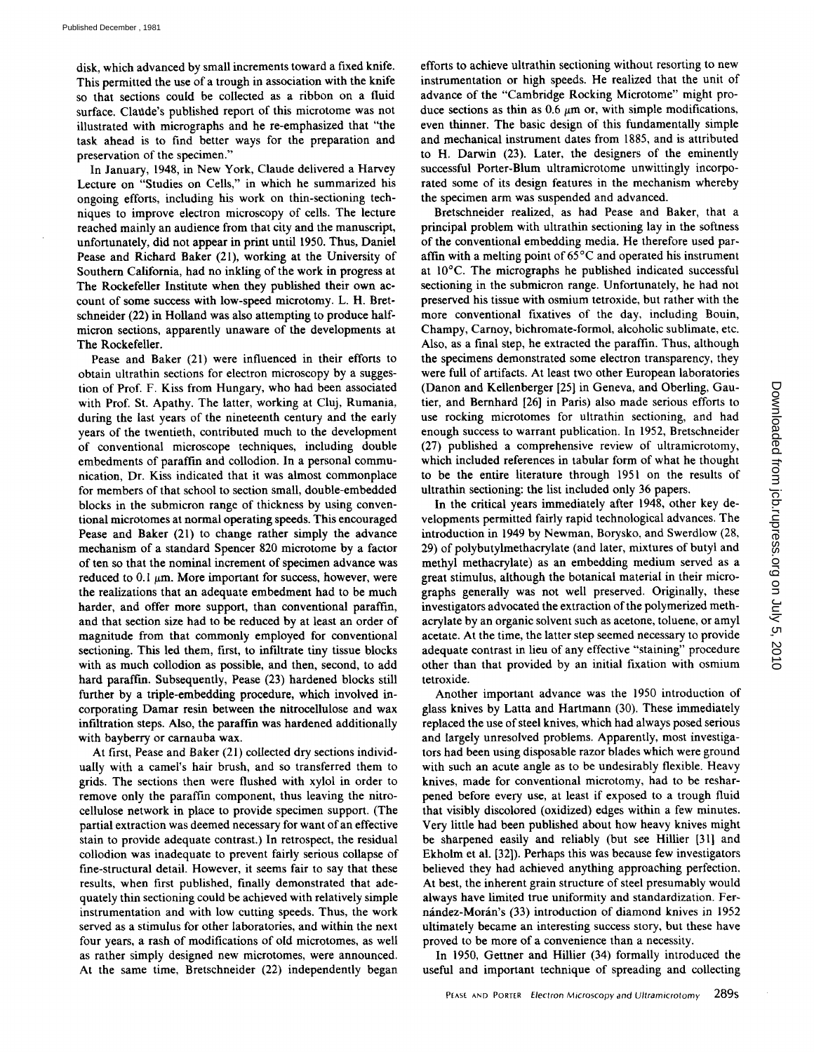disk, which advanced by small increments toward a fixed knife. This permitted the use of a trough in association with the knife so that sections could be collected as a ribbon on a fluid surface. Claude's published report of this microtome was not illustrated with micrographs and he re-emphasized that "the task ahead is to find better ways for the preparation and preservation of the specimen."

In January, 1948, in New York, Claude delivered a Harvey Lecture on "Studies on Cells," in which he summarized his ongoing efforts, including his work on thin-sectioning techniques to improve electron microscopy of cells. The lecture reached mainly an audience from that city and the manuscript, unfortunately, did not appear in print until 1950. Thus, Daniel Pease and Richard Baker (21), working at the University of Southern California, had no inkling of the work in progress at The Rockefeller Institute when they published their own account of some success with low-speed microtomy. L. H. Bretschneider (22) in Holland was also attempting to produce half-micron sections, apparently unaware of the developments at The Rockefeller.

Pease and Baker (21) were influenced in their efforts to obtain ultrathin sections for electron microscopy by a suggestion of Prof. F. Kiss from Hungary, who had been associated with Prof. St. Apathy. The latter, working at Cluj, Rumania, during the last years of the nineteenth century and the early years of the twentieth, contributed much to the development of conventional microscope techniques, including double embedments of paraffin and collodion. In a personal communication, Dr. Kiss indicated that it was almost commonplace for members of that school to section small, double-embedded blocks in the submicron range of thickness by using conventional microtomes at normal operating speeds. This encouraged Pease and Baker (21) to change rather simply the advance mechanism of a standard Spencer 820 microtome by a factor of ten so that the nominal increment of specimen advance was reduced to 0.1 μm. More important for success, however, were the realizations that an adequate embedment had to be much harder, and offer more support, than conventional paraffin, and that section size had to be reduced by at least an order of magnitude from that commonly employed for conventional sectioning. This led them, first, to infiltrate tiny tissue blocks with as much collodion as possible, and then, second, to add hard paraffin. Subsequently, Pease (23) hardened blocks still further by a triple-embedding procedure, which involved incorporating Damar resin between the nitrocellulose and wax infiltration steps. Also, the paraffin was hardened additionally with bayberry or carnauba wax.

At first, Pease and Baker (21) collected dry sections individually with a camel's hair brush, and so transferred them to grids. The sections then were flushed with xylol in order to remove only the paraffin component, thus leaving the nitrocellulose network in place to provide specimen support. (The partial extraction was deemed necessary for want of an effective stain to provide adequate contrast.) In retrospect, the residual collodion was inadequate to prevent fairly serious collapse of fine-structural detail. However, it seems fair to say that these results, when first published, finally demonstrated that adequately thin sectioning could be achieved with relatively simple instrumentation and with low cutting speeds. Thus, the work served as a stimulus for other laboratories, and within the next four years, a rash of modifications of old microtomes, as well as rather simply designed new microtomes, were announced. At the same time, Bretschneider (22) independently began efforts to achieve ultrathin sectioning without resorting to new instrumentation or high speeds. He realized that the unit of advance of the "Cambridge Rocking Microtome" might produce sections as thin as 0.6 μm or, with simple modifications, even thinner. The basic design of this fundamentally simple and mechanical instrument dates from 1885, and is attributed to H. Darwin (23). Later, the designers of the eminently successful Porter-Blum ultramicrotome unwittingly incorporated some of its design features in the mechanism whereby the specimen arm was suspended and advanced.

Bretschneider realized, as had Pease and Baker, that a principal problem with ultrathin sectioning lay in the softness of the conventional embedding media. He therefore used paraffin with a melting point of 65°C and operated his instrument at 10°C. The micrographs he published indicated successful sectioning in the submicron range. Unfortunately, he had not preserved his tissue with osmium tetroxide, but rather with the more conventional fixatives of the day, including Bouin, Champy, Carnoy, bichromate-formol, alcoholic sublimate, etc. Also, as a final step, he extracted the paraffin. Thus, although the specimens demonstrated some electron transparency, they were full of artifacts. At least two other European laboratories (Danon and Kellenberger [25] in Geneva, and Oberling, Gautier, and Bernhard [26] in Paris) also made serious efforts to use rocking microtomes for ultrathin sectioning, and had enough success to warrant publication. In 1952, Bretschneider (27) published a comprehensive review of ultramicrotomy, which included references in tabular form of what he thought to be the entire literature through 1951 on the results of ultrathin sectioning: the list included only 36 papers.

In the critical years immediately after 1948, other key developments permitted fairly rapid technological advances. The introduction in 1949 by Newman, Borysko, and Swerdlow (28, 29) of polybutylmethacrylate (and later, mixtures of butyl and methyl methacrylate) as an embedding medium served as a great stimulus, although the botanical material in their micrographs generally was not well preserved. Originally, these investigators advocated the extraction of the polymerized methacrylate by an organic solvent such as acetone, toluene, or amyl acetate. At the time, the latter step seemed necessary to provide adequate contrast in lieu of any effective "staining" procedure other than that provided by an initial fixation with osmium tetroxide.

Another important advance was the 1950 introduction of glass knives by Latta and Hartmann (30). These immediately replaced the use of steel knives, which had always posed serious and largely unresolved problems. Apparently, most investigators had been using disposable razor blades which were ground with such an acute angle as to be undesirably flexible. Heavy knives, made for conventional microtomy, had to be resharpened before every use, at least if exposed to a trough fluid that visibly discolored (oxidized) edges within a few minutes. Very little had been published about how heavy knives might be sharpened easily and reliably (but see Hillier [31] and Ekholm et al. [32]). Perhaps this was because few investigators believed they had achieved anything approaching perfection. At best, the inherent grain structure of steel presumably would always have limited true uniformity and standardization. Fernández-Morán's (33) introduction of diamond knives in 1952 ultimately became an interesting success story, but these have proved to be more of a convenience than a necessity.

In 1950, Gettner and Hillier (34) formally introduced the useful and important technique of spreading and collecting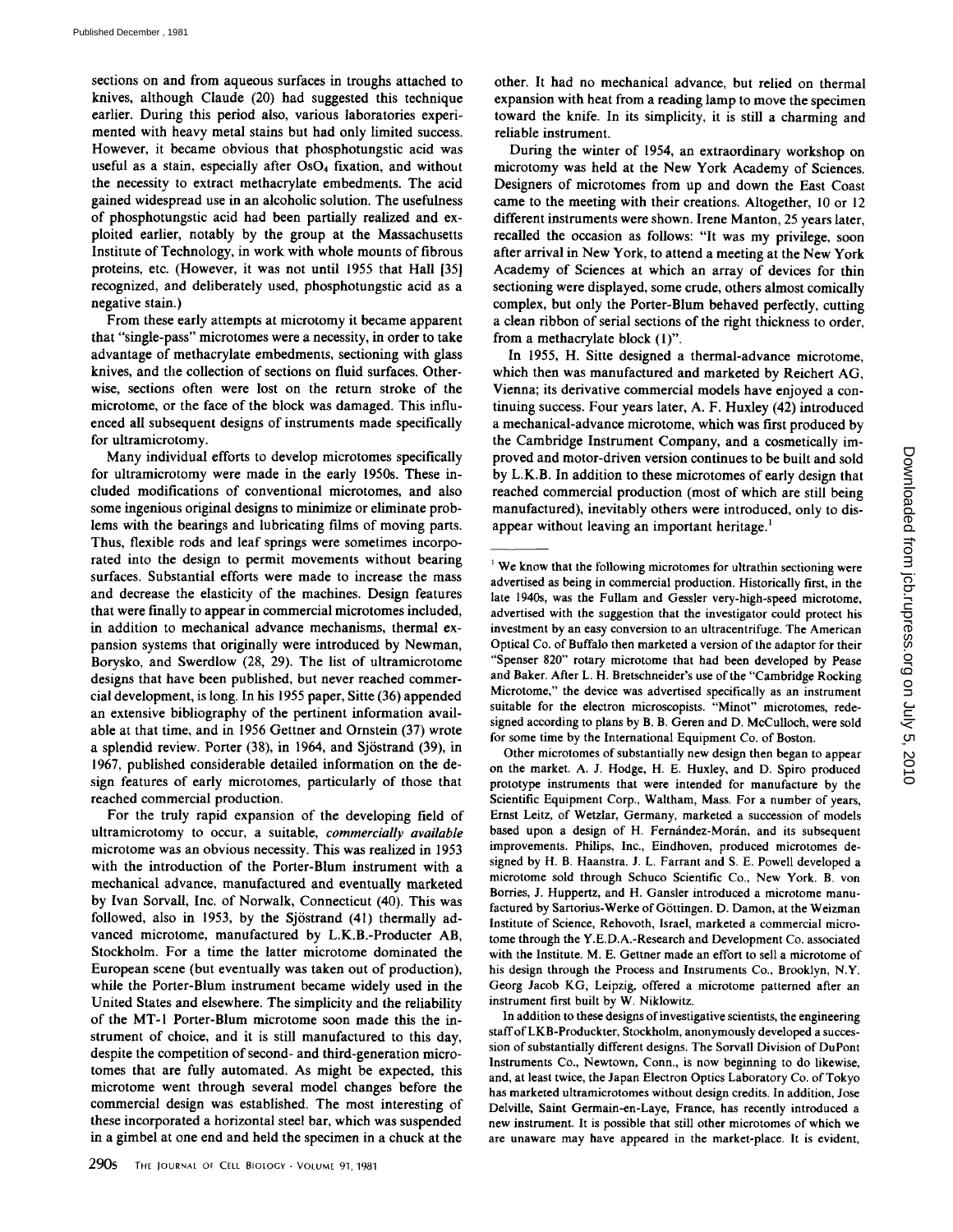sections on and from aqueous surfaces in troughs attached to knives, although Claude (20) had suggested this technique earlier. During this period also, various laboratories experimented with heavy metal stains but had only limited success. However, it became obvious that phosphotungstic acid was useful as a stain, especially after $OsO_4$ fixation, and without the necessity to extract methacrylate embedments. The acid gained widespread use in an alcoholic solution. The usefulness of phosphotungstic acid had been partially realized and exploited earlier, notably by the group at the Massachusetts Institute of Technology, in work with whole mounts of fibrous proteins, etc. (However, it was not until 1955 that Hall [35] recognized, and deliberately used, phosphotungstic acid as a negative stain.)

From these early attempts at microtomy it became apparent that "single-pass" microtomes were a necessity, in order to take advantage of methacrylate embedments, sectioning with glass knives, and the collection of sections on fluid surfaces. Otherwise, sections often were lost on the return stroke of the microtome, or the face of the block was damaged. This influenced all subsequent designs of instruments made specifically for ultramicrotomy.

Many individual efforts to develop microtomes specifically for ultramicrotomy were made in the early 1950s. These included modifications of conventional microtomes, and also some ingenious original designs to minimize or eliminate problems with the bearings and lubricating films of moving parts. Thus, flexible rods and leaf springs were sometimes incorporated into the design to permit movements without bearing surfaces. Substantial efforts were made to increase the mass and decrease the elasticity of the machines. Design features that were finally to appear in commercial microtomes included, in addition to mechanical advance mechanisms, thermal expansion systems that originally were introduced by Newman, Borysko, and Swerdlow (28, 29). The list of ultramicrotome designs that have been published, but never reached commercial development, is long. In his 1955 paper, Sitte (36) appended an extensive bibliography of the pertinent information available at that time, and in 1956 Gettner and Ornstein (37) wrote a splendid review. Porter (38), in 1964, and Sjöstrand (39), in 1967, published considerable detailed information on the design features of early microtomes, particularly of those that reached commercial production.

For the truly rapid expansion of the developing field of ultramicrotomy to occur, a suitable, *commercially available* microtome was an obvious necessity. This was realized in 1953 with the introduction of the Porter-Blum instrument with a mechanical advance, manufactured and eventually marketed by Ivan Sorvall, Inc. of Norwalk, Connecticut (40). This was followed, also in 1953, by the Sjöstrand (41) thermally advanced microtome, manufactured by L.K.B.-Producter AB, Stockholm. For a time the latter microtome dominated the European scene (but eventually was taken out of production), while the Porter-Blum instrument became widely used in the United States and elsewhere. The simplicity and the reliability of the MT-1 Porter-Blum microtome soon made this the instrument of choice, and it is still manufactured to this day, despite the competition of second- and third-generation microtomes that are fully automated. As might be expected, this microtome went through several model changes before the commercial design was established. The most interesting of these incorporated a horizontal steel bar, which was suspended in a gimbel at one end and held the specimen in a chuck at the other. It had no mechanical advance, but relied on thermal expansion with heat from a reading lamp to move the specimen toward the knife. In its simplicity, it is still a charming and reliable instrument.

During the winter of 1954, an extraordinary workshop on microtomy was held at the New York Academy of Sciences. Designers of microtomes from up and down the East Coast came to the meeting with their creations. Altogether, 10 or 12 different instruments were shown. Irene Manton, 25 years later, recalled the occasion as follows: "It was my privilege, soon after arrival in New York, to attend a meeting at the New York Academy of Sciences at which an array of devices for thin sectioning were displayed, some crude, others almost comically complex, but only the Porter-Blum behaved perfectly, cutting a clean ribbon of serial sections of the right thickness to order, from a methacrylate block (1)".

In 1955, H. Sitte designed a thermal-advance microtome, which then was manufactured and marketed by Reichert AG, Vienna; its derivative commercial models have enjoyed a continuing success. Four years later, A. F. Huxley (42) introduced a mechanical-advance microtome, which was first produced by the Cambridge Instrument Company, and a cosmetically improved and motor-driven version continues to be built and sold by L.K.B. In addition to these microtomes of early design that reached commercial production (most of which are still being manufactured), inevitably others were introduced, only to disappear without leaving an important heritage.[1]

---

[1] We know that the following microtomes for ultrathin sectioning were advertised as being in commercial production. Historically first, in the late 1940s, was the Fullam and Gessler very-high-speed microtome, advertised with the suggestion that the investigator could protect his investment by an easy conversion to an ultracentrifuge. The American Optical Co. of Buffalo then marketed a version of the adaptor for their "Spenser 820" rotary microtome that had been developed by Pease and Baker. After L. H. Bretschneider's use of the "Cambridge Rocking Microtome," the device was advertised specifically as an instrument suitable for the electron microscopists. "Minot" microtomes, redesigned according to plans by B. B. Geren and D. McCulloch, were sold for some time by the International Equipment Co. of Boston.

Other microtomes of substantially new design then began to appear on the market. A. J. Hodge, H. E. Huxley, and D. Spiro produced prototype instruments that were intended for manufacture by the Scientific Equipment Corp., Waltham, Mass. For a number of years, Ernst Leitz, of Wetzlar, Germany, marketed a succession of models based upon a design of H. Fernández-Morán, and its subsequent improvements. Philips, Inc., Eindhoven, produced microtomes designed by H. B. Haanstra. J. L. Farrant and S. E. Powell developed a microtome sold through Schuco Scientific Co., New York. B. von Borries, J. Huppertz, and H. Gansler introduced a microtome manufactured by Sartorius-Werke of Göttingen. D. Damon, at the Weizman Institute of Science, Rehovoth, Israel, marketed a commercial microtome through the Y.E.D.A.-Research and Development Co. associated with the Institute. M. E. Gettner made an effort to sell a microtome of his design through the Process and Instruments Co., Brooklyn, N.Y. Georg Jacob KG, Leipzig, offered a microtome patterned after an instrument first built by W. Niklowitz.

In addition to these designs of investigative scientists, the engineering staff of LKB-Produckter, Stockholm, anonymously developed a succession of substantially different designs. The Sorvall Division of DuPont Instruments Co., Newtown, Conn., is now beginning to do likewise, and, at least twice, the Japan Electron Optics Laboratory Co. of Tokyo has marketed ultramicrotomes without design credits. In addition, Jose Delville, Saint Germain-en-Laye, France, has recently introduced a new instrument. It is possible that still other microtomes of which we are unaware may have appeared in the market-place. It is evident,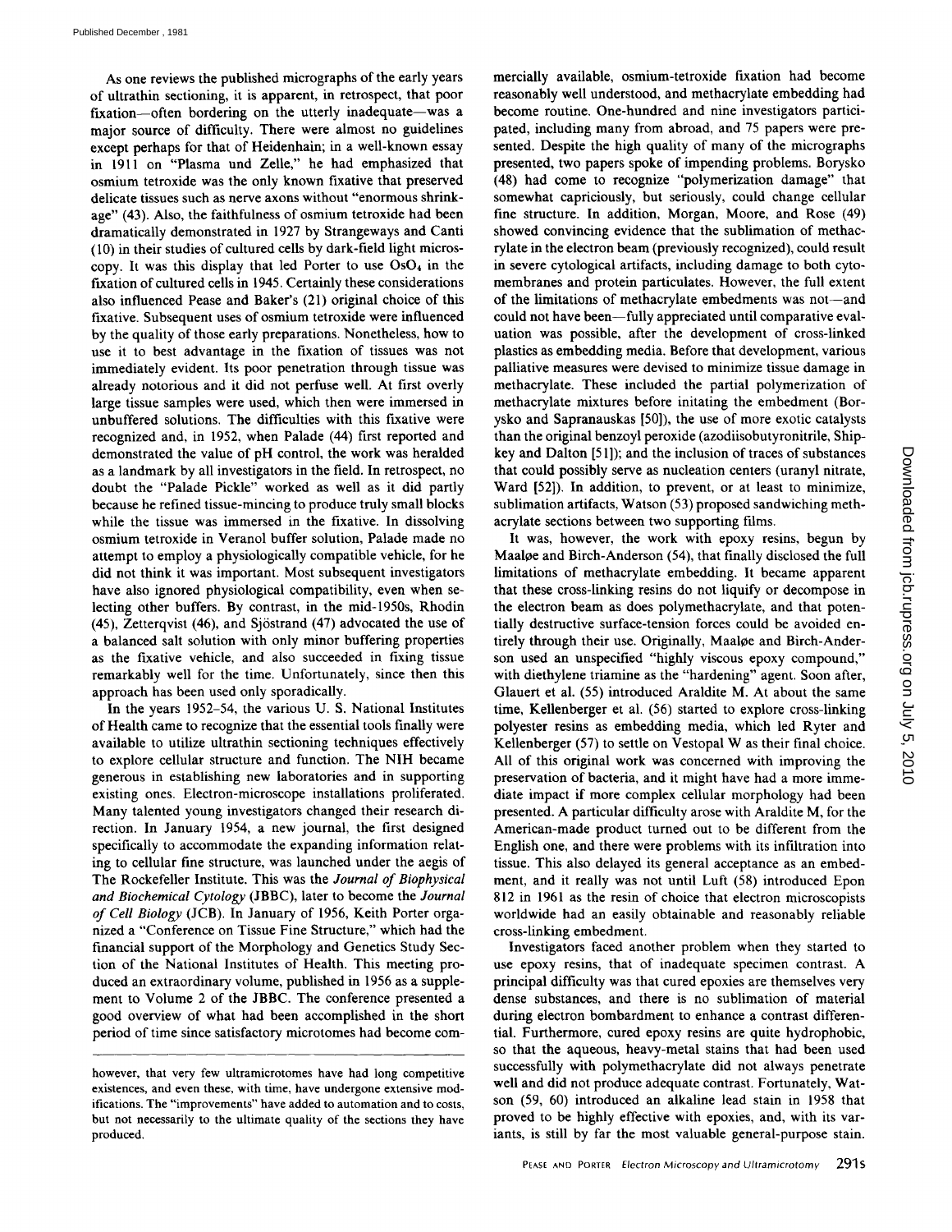As one reviews the published micrographs of the early years of ultrathin sectioning, it is apparent, in retrospect, that poor fixation—often bordering on the utterly inadequate—was a major source of difficulty. There were almost no guidelines except perhaps for that of Heidenhain; in a well-known essay in 1911 on "Plasma und Zelle," he had emphasized that osmium tetroxide was the only known fixative that preserved delicate tissues such as nerve axons without "enormous shrinkage" (43). Also, the faithfulness of osmium tetroxide had been dramatically demonstrated in 1927 by Strangeways and Canti (10) in their studies of cultured cells by dark-field light microscopy. It was this display that led Porter to use $OsO_4$ in the fixation of cultured cells in 1945. Certainly these considerations also influenced Pease and Baker's (21) original choice of this fixative. Subsequent uses of osmium tetroxide were influenced by the quality of those early preparations. Nonetheless, how to use it to best advantage in the fixation of tissues was not immediately evident. Its poor penetration through tissue was already notorious and it did not perfuse well. At first overly large tissue samples were used, which then were immersed in unbuffered solutions. The difficulties with this fixative were recognized and, in 1952, when Palade (44) first reported and demonstrated the value of pH control, the work was heralded as a landmark by all investigators in the field. In retrospect, no doubt the "Palade Pickle" worked as well as it did partly because he refined tissue-mincing to produce truly small blocks while the tissue was immersed in the fixative. In dissolving osmium tetroxide in Veranol buffer solution, Palade made no attempt to employ a physiologically compatible vehicle, for he did not think it was important. Most subsequent investigators have also ignored physiological compatibility, even when selecting other buffers. By contrast, in the mid-1950s, Rhodin (45), Zetterqvist (46), and Sjöstrand (47) advocated the use of a balanced salt solution with only minor buffering properties as the fixative vehicle, and also succeeded in fixing tissue remarkably well for the time. Unfortunately, since then this approach has been used only sporadically.

In the years 1952–54, the various U. S. National Institutes of Health came to recognize that the essential tools finally were available to utilize ultrathin sectioning techniques effectively to explore cellular structure and function. The NIH became generous in establishing new laboratories and in supporting existing ones. Electron-microscope installations proliferated. Many talented young investigators changed their research direction. In January 1954, a new journal, the first designed specifically to accommodate the expanding information relating to cellular fine structure, was launched under the aegis of The Rockefeller Institute. This was the *Journal of Biophysical and Biochemical Cytology* (JBBC), later to become the *Journal of Cell Biology* (JCB). In January of 1956, Keith Porter organized a "Conference on Tissue Fine Structure," which had the financial support of the Morphology and Genetics Study Section of the National Institutes of Health. This meeting produced an extraordinary volume, published in 1956 as a supplement to Volume 2 of the JBBC. The conference presented a good overview of what had been accomplished in the short period of time since satisfactory microtomes had become commercially available, osmium-tetroxide fixation had become reasonably well understood, and methacrylate embedding had become routine. One-hundred and nine investigators participated, including many from abroad, and 75 papers were presented. Despite the high quality of many of the micrographs presented, two papers spoke of impending problems. Borysko (48) had come to recognize "polymerization damage" that somewhat capriciously, but seriously, could change cellular fine structure. In addition, Morgan, Moore, and Rose (49) showed convincing evidence that the sublimation of methacrylate in the electron beam (previously recognized), could result in severe cytological artifacts, including damage to both cytomembranes and protein particulates. However, the full extent of the limitations of methacrylate embedments was not—and could not have been—fully appreciated until comparative evaluation was possible, after the development of cross-linked plastics as embedding media. Before that development, various palliative measures were devised to minimize tissue damage in methacrylate. These included the partial polymerization of methacrylate mixtures before initating the embedment (Borysko and Sapranauskas [50]), the use of more exotic catalysts than the original benzoyl peroxide (azodiisobutyronitrile, Shipkey and Dalton [51]); and the inclusion of traces of substances that could possibly serve as nucleation centers (uranyl nitrate, Ward [52]). In addition, to prevent, or at least to minimize, sublimation artifacts, Watson (53) proposed sandwiching methacrylate sections between two supporting films.

It was, however, the work with epoxy resins, begun by Maaløe and Birch-Anderson (54), that finally disclosed the full limitations of methacrylate embedding. It became apparent that these cross-linking resins do not liquify or decompose in the electron beam as does polymethacrylate, and that potentially destructive surface-tension forces could be avoided entirely through their use. Originally, Maaløe and Birch-Anderson used an unspecified "highly viscous epoxy compound," with diethylene triamine as the "hardening" agent. Soon after, Glauert et al. (55) introduced Araldite M. At about the same time, Kellenberger et al. (56) started to explore cross-linking polyester resins as embedding media, which led Ryter and Kellenberger (57) to settle on Vestopal W as their final choice. All of this original work was concerned with improving the preservation of bacteria, and it might have had a more immediate impact if more complex cellular morphology had been presented. A particular difficulty arose with Araldite M, for the American-made product turned out to be different from the English one, and there were problems with its infiltration into tissue. This also delayed its general acceptance as an embedment, and it really was not until Luft (58) introduced Epon 812 in 1961 as the resin of choice that electron microscopists worldwide had an easily obtainable and reasonably reliable cross-linking embedment.

Investigators faced another problem when they started to use epoxy resins, that of inadequate specimen contrast. A principal difficulty was that cured epoxies are themselves very dense substances, and there is no sublimation of material during electron bombardment to enhance a contrast differential. Furthermore, cured epoxy resins are quite hydrophobic, so that the aqueous, heavy-metal stains that had been used successfully with polymethacrylate did not always penetrate well and did not produce adequate contrast. Fortunately, Watson (59, 60) introduced an alkaline lead stain in 1958 that proved to be highly effective with epoxies, and, with its variants, is still by far the most valuable general-purpose stain.

---

however, that very few ultramicrotomes have had long competitive existences, and even these, with time, have undergone extensive modifications. The "improvements" have added to automation and to costs, but not necessarily to the ultimate quality of the sections they have produced.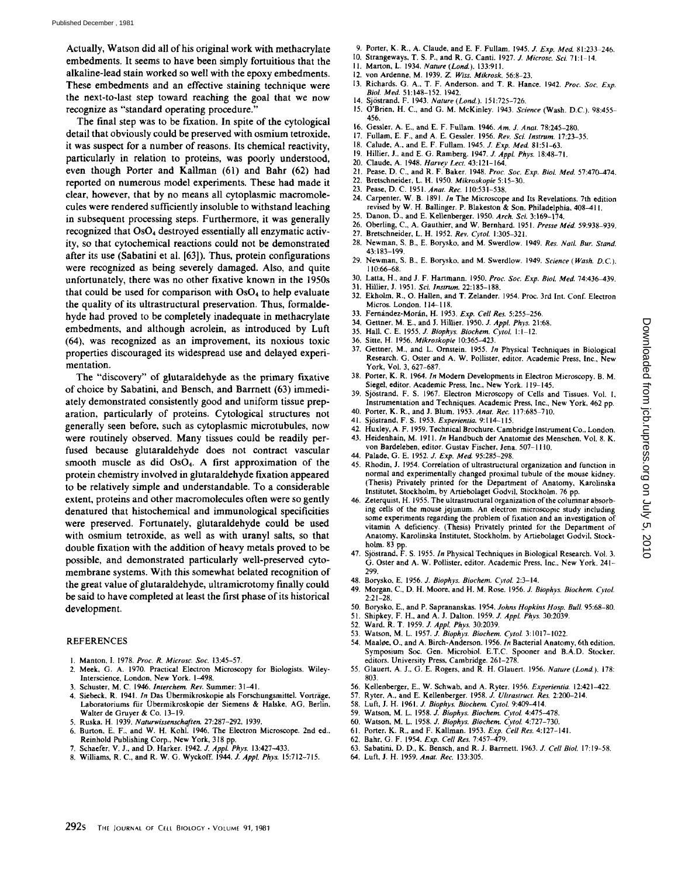Actually, Watson did all of his original work with methacrylate embedments. It seems to have been simply fortuitious that the alkaline-lead stain worked so well with the epoxy embedments. These embedments and an effective staining technique were the next-to-last step toward reaching the goal that we now recognize as "standard operating procedure."

The final step was to be fixation. In spite of the cytological detail that obviously could be preserved with osmium tetroxide, it was suspect for a number of reasons. Its chemical reactivity, particularly in relation to proteins, was poorly understood, even though Porter and Kallman (61) and Bahr (62) had reported on numerous model experiments. These had made it clear, however, that by no means all cytoplasmic macromolecules were rendered sufficiently insoluble to withstand leaching in subsequent processing steps. Furthermore, it was generally recognized that $OsO_4$ destroyed essentially all enzymatic activity, so that cytochemical reactions could not be demonstrated after its use (Sabatini et al. [63]). Thus, protein configurations were recognized as being severely damaged. Also, and quite unfortunately, there was no other fixative known in the 1950s that could be used for comparison with $OsO_4$ to help evaluate the quality of its ultrastructural preservation. Thus, formaldehyde had proved to be completely inadequate in methacrylate embedments, and although acrolein, as introduced by Luft (64), was recognized as an improvement, its noxious toxic properties discouraged its widespread use and delayed experimentation.

The "discovery" of glutaraldehyde as the primary fixative of choice by Sabatini, and Bensch, and Barrnett (63) immediately demonstrated consistently good and uniform tissue preparation, particularly of proteins. Cytological structures not generally seen before, such as cytoplasmic microtubules, now were routinely observed. Many tissues could be readily perfused because glutaraldehyde does not contract vascular smooth muscle as did $OsO_4$. A first approximation of the protein chemistry involved in glutaraldehyde fixation appeared to be relatively simple and understandable. To a considerable extent, proteins and other macromolecules often were so gently denatured that histochemical and immunological specificities were preserved. Fortunately, glutaraldehyde could be used with osmium tetroxide, as well as with uranyl salts, so that double fixation with the addition of heavy metals proved to be possible, and demonstrated particularly well-preserved cytomembrane systems. With this somewhat belated recognition of the great value of glutaraldehyde, ultramicrotomy finally could be said to have completed at least the first phase of its historical development.

## REFERENCES

1. Manton, I. 1978. *Proc. R. Microsc. Soc.* 13:45–57.
2. Meek, G. A. 1970. Practical Electron Microscopy for Biologists. Wiley-Interscience, London, New York. 1–498.
3. Schuster, M. C. 1946. *Interchem. Rev.* Summer: 31–41.
4. Siebeck, R. 1941. *In* Das Übermikroskopie als Forschungsmittel. Vorträge, Laboratoriums für Übermikroskopie der Siemens & Halske, AG, Berlin, Walter de Gruyer & Co. 13–19.
5. Ruska, H. 1939. *Naturwissenschaften.* 27:287–292, 1939.
6. Burton, E. F., and W. H. Kohl. 1946. The Electron Microscope. 2nd ed., Reinhold Publishing Corp., New York, 318 pp.
7. Schaefer, V. J., and D. Harker. 1942. *J. Appl. Phys.* 13:427–433.
8. Williams, R. C., and R. W. G. Wyckoff. 1944. *J. Appl. Phys.* 15:712–715.
9. Porter, K. R., A. Claude, and E. F. Fullam. 1945. *J. Exp. Med.* 81:233–246.
10. Strangeways, T. S. P., and R. G. Canti. 1927. *J. Microsc. Sci.* 71:1–14.
11. Marton, L. 1934. *Nature (Lond.).* 133:911.
12. von Ardenne, M. 1939. *Z. Wiss. Mikrosk.* 56:8–23.
13. Richards, G. A., T. F. Anderson, and T. R. Hance. 1942. *Proc. Soc. Exp. Biol. Med.* 51:148–152. 1942.
14. Sjöstrand, F. 1943. *Nature (Lond.).* 151:725–726.
15. O'Brien, H. C., and G. M. McKinley. 1943. *Science* (Wash. D.C.). 98:455–456.
16. Gessler, A. E., and E. F. Fullam. 1946. *Am. J. Anat.* 78:245–280.
17. Fullam, E. F., and A. E. Gessler. 1956. *Rev. Sci. Instrum.* 17:23–35.
18. Calude, A., and E. F. Fullam. 1945. *J. Exp. Med.* 81:51–63.
19. Hillier, J., and E. G. Ramberg. 1947. *J. Appl. Phys.* 18:48–71.
20. Claude, A. 1948. *Harvey Lect.* 43:121–164.
21. Pease, D. C., and R. F. Baker. 1948. *Proc. Soc. Exp. Biol. Med.* 57:470–474.
22. Bretschneider, L. H. 1950. *Mikroskopie* 5:15–30.
23. Pease, D. C. 1951. *Anat. Rec.* 110:531–538.
24. Carpenter, W. B. 1891. *In* The Microscope and Its Revelations. 7th edition revised by W. H. Ballinger. P. Blakeston & Son, Philadelphia, 408–411.
25. Danon, D., and E. Kellenberger. 1950. *Arch. Sci.* 3:169–174.
26. Oberling, C., A. Gauthier, and W. Bernhard. 1951. *Presse Méd.* 59:938–939.
27. Bretschneider, L. H. 1952. *Rev. Cytol.* 1:305–321.
28. Newman, S. B., E. Borysko, and M. Swerdlow. 1949. *Res. Natl. Bur. Stand.* 43:183–199.
29. Newman, S. B., E. Borysko, and M. Swerdlow. 1949. *Science (Wash. D.C.).* 110:66–68.
30. Latta, H., and J. F. Hartmann. 1950. *Proc. Soc. Exp. Biol. Med.* 74:436–439.
31. Hillier, J. 1951. *Sci. Instrum.* 22:185–188.
32. Ekholm, R., O. Hallen, and T. Zelander. 1954. Proc. 3rd Int. Conf. Electron Micros. London. 114–118.
33. Fernández-Morán, H. 1953. *Exp. Cell Res.* 5:255–256.
34. Gettner, M. E., and J. Hillier. 1950. *J. Appl. Phys.* 21:68.
35. Hall, C. E. 1955. *J. Biophys. Biochem. Cytol.* 1:1–12.
36. Sitte, H. 1956. *Mikroskopie* 10:365–423.
37. Gettner, M., and L. Ornstein. 1955. *In* Physical Techniques in Biological Research. G. Oster and A. W. Pollister, editor. Academic Press, Inc., New York, Vol. 3, 627–687.
38. Porter, K. R. 1964. *In* Modern Developments in Electron Microscopy. B. M. Siegel, editor. Academic Press, Inc., New York. 119–145.
39. Sjöstrand, F. S. 1967. Electron Microscopy of Cells and Tissues. Vol. I, Instrumentation and Techniques. Academic Press, Inc., New York, 462 pp.
40. Porter, K. R., and J. Blum. 1953. *Anat. Rec.* 117:685–710.
41. Sjöstrand, F. S. 1953. *Experientia.* 9:114–115.
42. Huxley, A. F. 1959. Technical Brochure. Cambridge Instrument Co., London.
43. Heidenhain, M. 1911. *In* Handbuch der Anatomie des Menschen, Vol. 8. K. von Bardeleben, editor. Gustav Fischer, Jena. 507–1110.
44. Palade, G. E. 1952. *J. Exp. Med.* 95:285–298.
45. Rhodin, J. 1954. Correlation of ultrastructural organization and function in normal and experimentally changed proximal tubule of the mouse kidney. (Thesis) Privately printed for the Department of Anatomy, Karolinska Institutet, Stockholm, by Artiebolaget Godvil, Stockholm. 76 pp.
46. Zeterquist, H. 1955. The ultrastructural organization of the columnar absorbing cells of the mouse jejunum. An electron microscopic study including some experiments regarding the problem of fixation and an investigation of vitamin A deficiency. (Thesis) Privately printed for the Department of Anatomy, Karolinska Institutet, Stockholm, by Artiebolaget Godvil, Stockholm. 83 pp.
47. Sjöstrand, F. S. 1955. *In* Physical Techniques in Biological Research. Vol. 3. G. Oster and A. W. Pollister, editor. Academic Press, Inc., New York. 241–299.
48. Borysko, E. 1956. *J. Biophys. Biochem. Cytol.* 2:3–14.
49. Morgan, C., D. H. Moore, and H. M. Rose. 1956. *J. Biophys. Biochem. Cytol.* 2:21–28.
50. Borysko, E., and P. Saprananskas. 1954. *Johns Hopkins Hosp. Bull.* 95:68–80.
51. Shipkey, F. H., and A. J. Dalton. 1959. *J. Appl. Phys.* 30:2039.
52. Ward, R. T. 1959. *J. Appl. Phys.* 30:2039.
53. Watson, M. L. 1957. *J. Biophys. Biochem. Cytol.* 3:1017–1022.
54. Maaløe, O., and A. Birch-Anderson. 1956. *In* Bacterial Anatomy, 6th edition. Symposium Soc. Gen. Microbiol. E.T.C. Spooner and B.A.D. Stocker, editors. University Press, Cambridge. 261–278.
55. Glauert, A. J., G. E. Rogers, and R. H. Glauert. 1956. *Nature (Lond.).* 178: 803.
56. Kellenberger, E., W. Schwab, and A. Ryter. 1956. *Experientia.* 12:421–422.
57. Ryter, A., and E. Kellenberger. 1958. *J. Ultrastruct. Res.* 2:200–214.
58. Luft, J. H. 1961. *J. Biophys. Biochem. Cytol.* 9:409–414.
59. Watson, M. L. 1958. *J. Biophys. Biochem. Cytol.* 4:475–478.
60. Watson, M. L. 1958. *J. Biophys. Biochem. Cytol.* 4:727–730.
61. Porter, K. R., and F. Kallman. 1953. *Exp. Cell Res.* 4:127–141.
62. Bahr, G. F. 1954. *Exp. Cell Res.* 7:457–479.
63. Sabatini, D. D., K. Bensch, and R. J. Barrnett. 1963. *J. Cell Biol.* 17:19–58.
64. Luft, J. H. 1959. *Anat. Rec.* 133:305.